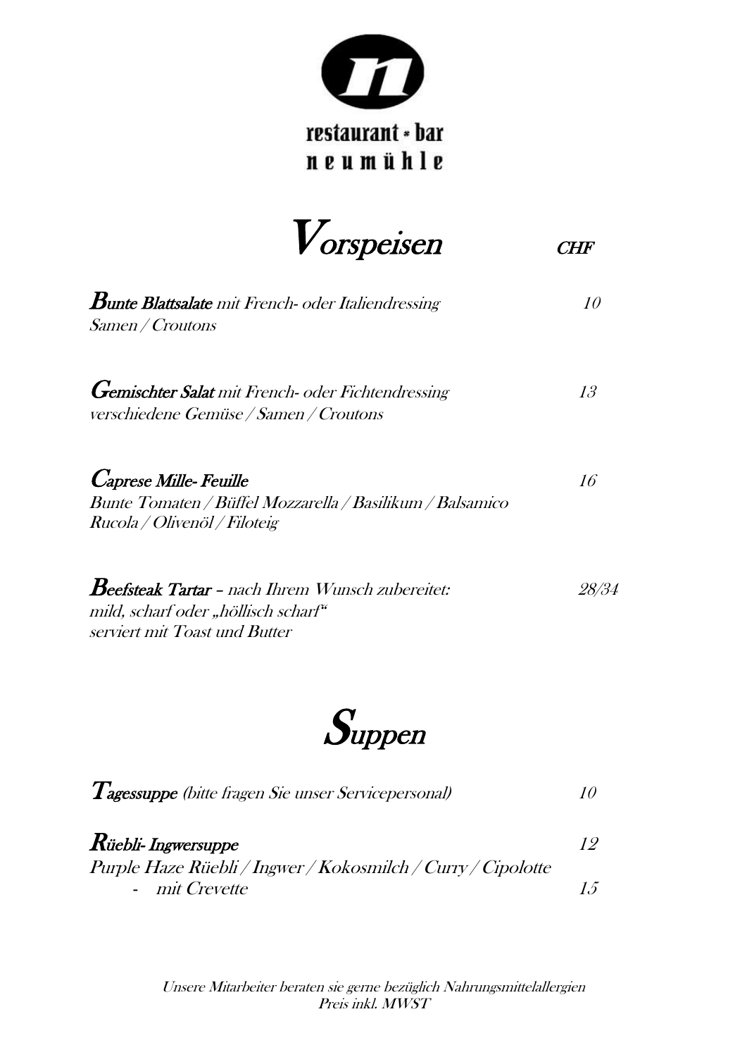restaurant • bar
neumühle

# *Vorspeisen* CHF

**Bunte Blattsalate** *mit French- oder Italiendressing* *10*
*Samen / Croutons*

**Gemischter Salat** *mit French- oder Fichtendressing* *13*
*verschiedene Gemüse / Samen / Croutons*

**Caprese Mille- Feuille** *16*
*Bunte Tomaten / Büffel Mozzarella / Basilikum / Balsamico*
*Rucola / Olivenöl / Filoteig*

**Beefsteak Tartar** – *nach Ihrem Wunsch zubereitet:* *28/34*
*mild, scharf oder „höllisch scharf"*
*serviert mit Toast und Butter*

# *Suppen*

**Tagessuppe** *(bitte fragen Sie unser Servicepersonal)* *10*

**Rüebli- Ingwersuppe** *12*
*Purple Haze Rüebli / Ingwer / Kokosmilch / Curry / Cipolotte*
- *mit Crevette* *15*

*Unsere Mitarbeiter beraten sie gerne bezüglich Nahrungsmittelallergien*
*Preis inkl. MWST*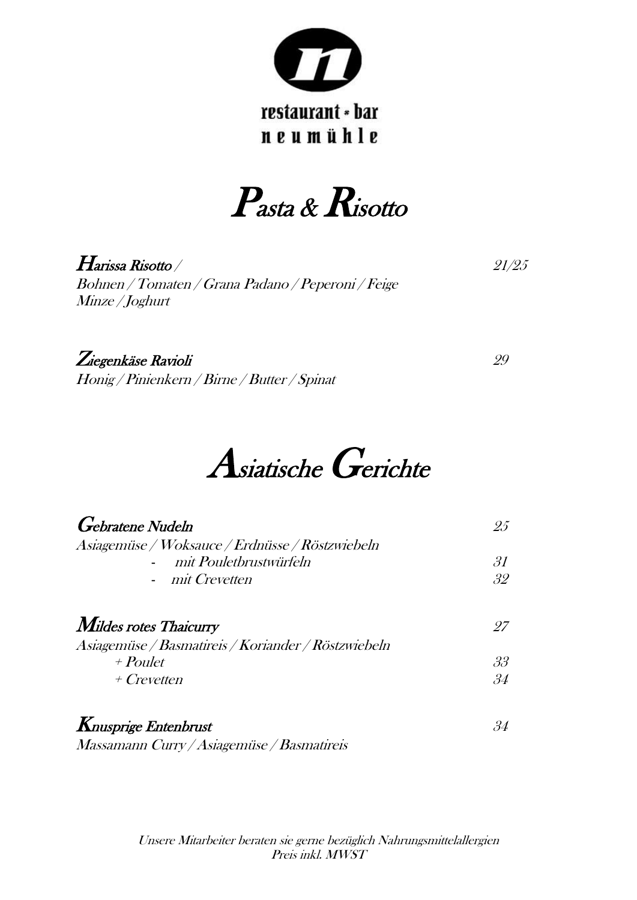restaurant • bar
neumühle

# Pasta & Risotto

**Harissa Risotto** / 21/25
*Bohnen / Tomaten / Grana Padano / Peperoni / Feige*
*Minze / Joghurt*

**Ziegenkäse Ravioli** 29
*Honig / Pinienkern / Birne / Butter / Spinat*

# Asiatische Gerichte

**Gebratene Nudeln** 25
*Asiagemüse / Woksauce / Erdnüsse / Röstzwiebeln*
- *mit Pouletbrustwürfeln* 31
- *mit Crevetten* 32

**Mildes rotes Thaicurry** 27
*Asiagemüse / Basmatireis / Koriander / Röstzwiebeln*
*+ Poulet* 33
*+ Crevetten* 34

**Knusprige Entenbrust** 34
*Massamann Curry / Asiagemüse / Basmatireis*

*Unsere Mitarbeiter beraten sie gerne bezüglich Nahrungsmittelallergien*
*Preis inkl. MWST*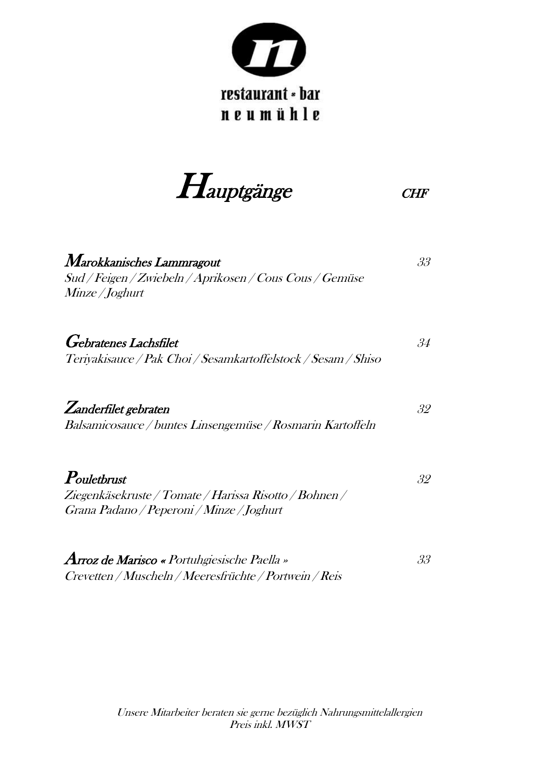restaurant • bar
neumühle

# Hauptgänge CHF

**Marokkanisches Lammragout** 33
*Sud / Feigen / Zwiebeln / Aprikosen / Cous Cous / Gemüse*
*Minze / Joghurt*

**Gebratenes Lachsfilet** 34
*Teriyakisauce / Pak Choi / Sesamkartoffelstock / Sesam / Shiso*

**Zanderfilet gebraten** 32
*Balsamicosauce / buntes Linsengemüse / Rosmarin Kartoffeln*

**Pouletbrust** 32
*Ziegenkäsekruste / Tomate / Harissa Risotto / Bohnen /*
*Grana Padano / Peperoni / Minze / Joghurt*

**Arroz de Marisco «** *Portuhgiesische Paella »* 33
*Crevetten / Muscheln / Meeresfrüchte / Portwein / Reis*

*Unsere Mitarbeiter beraten sie gerne bezüglich Nahrungsmittelallergien*
*Preis inkl. MWST*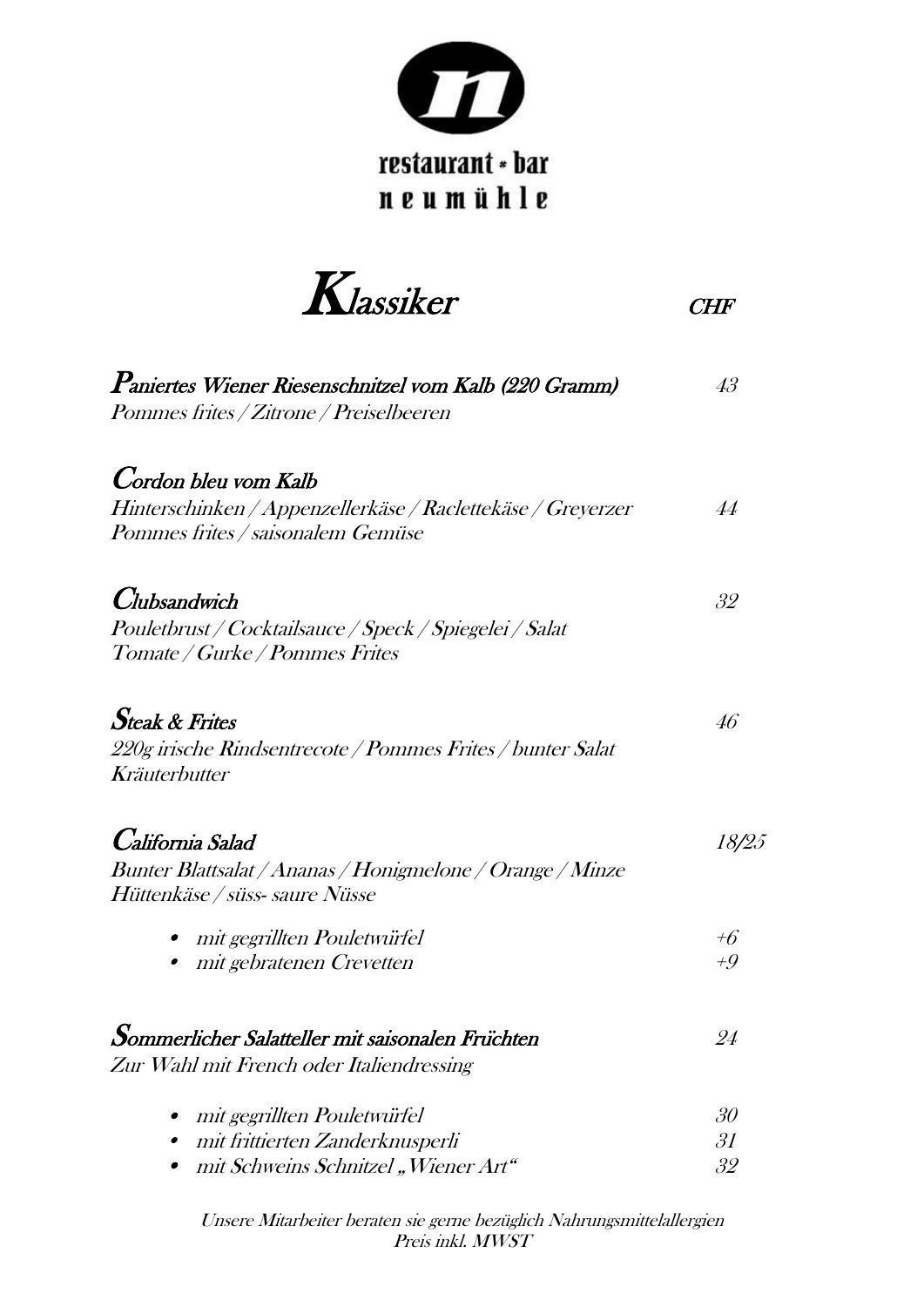restaurant • bar
neumühle

# Klassiker

CHF

**Paniertes Wiener Riesenschnitzel vom Kalb (220 Gramm)** — 43
*Pommes frites / Zitrone / Preiselbeeren*

**Cordon bleu vom Kalb**
*Hinterschinken / Appenzellerkäse / Raclettekäse / Greyerzer* — 44
*Pommes frites / saisonalem Gemüse*

**Clubsandwich** — 32
*Pouletbrust / Cocktailsauce / Speck / Spiegelei / Salat*
*Tomate / Gurke / Pommes Frites*

**Steak & Frites** — 46
*220g irische Rindsentrecote / Pommes Frites / bunter Salat*
*Kräuterbutter*

**California Salad** — 18/25
*Bunter Blattsalat / Ananas / Honigmelone / Orange / Minze*
*Hüttenkäse / süss- saure Nüsse*

- *mit gegrillten Pouletwürfel* — +6
- *mit gebratenen Crevetten* — +9

**Sommerlicher Salatteller mit saisonalen Früchten** — 24
*Zur Wahl mit French oder Italiendressing*

- *mit gegrillten Pouletwürfel* — 30
- *mit frittierten Zanderknusperli* — 31
- *mit Schweins Schnitzel „Wiener Art“* — 32

*Unsere Mitarbeiter beraten sie gerne bezüglich Nahrungsmittelallergien*
*Preis inkl. MWST*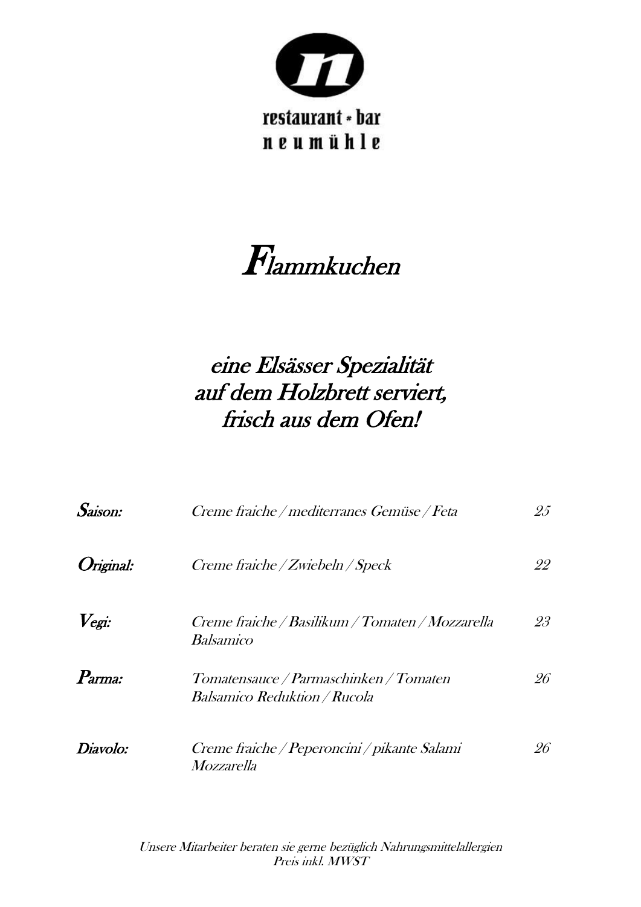restaurant • bar
neumühle

# *Flammkuchen*

## *eine Elsässer Spezialität auf dem Holzbrett serviert, frisch aus dem Ofen!*

| | | |
|---|---|---|
| **Saison:** | *Creme fraiche / mediterranes Gemüse / Feta* | *25* |
| **Original:** | *Creme fraiche / Zwiebeln / Speck* | *22* |
| **Vegi:** | *Creme fraiche / Basilikum / Tomaten / Mozzarella Balsamico* | *23* |
| **Parma:** | *Tomatensauce / Parmaschinken / Tomaten Balsamico Reduktion / Rucola* | *26* |
| **Diavolo:** | *Creme fraiche / Peperoncini / pikante Salami Mozzarella* | *26* |

*Unsere Mitarbeiter beraten sie gerne bezüglich Nahrungsmittelallergien*
*Preis inkl. MWST*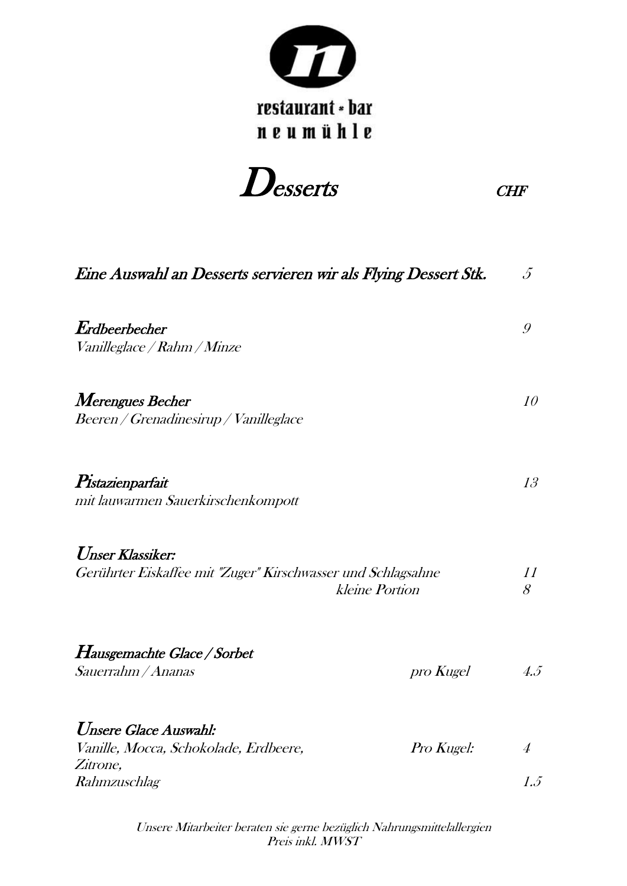restaurant • bar
neumühle

# *Desserts* — CHF

***Eine Auswahl an Desserts servieren wir als Flying Dessert Stk.*** — *5*

***Erdbeerbecher*** — *9*
*Vanilleglace / Rahm / Minze*

***Merengues Becher*** — *10*
*Beeren / Grenadinesirup / Vanilleglace*

***Pistazienparfait*** — *13*
*mit lauwarmen Sauerkirschenkompott*

***Unser Klassiker:***
*Gerührter Eiskaffee mit "Zuger" Kirschwasser und Schlagsahne* — *11*
*kleine Portion* — *8*

***Hausgemachte Glace / Sorbet***
*Sauerrahm / Ananas* — *pro Kugel* — *4.5*

***Unsere Glace Auswahl:***
*Vanille, Mocca, Schokolade, Erdbeere, Zitrone,* — *Pro Kugel:* — *4*
*Rahmzuschlag* — *1.5*

*Unsere Mitarbeiter beraten sie gerne bezüglich Nahrungsmittelallergien*
*Preis inkl. MWST*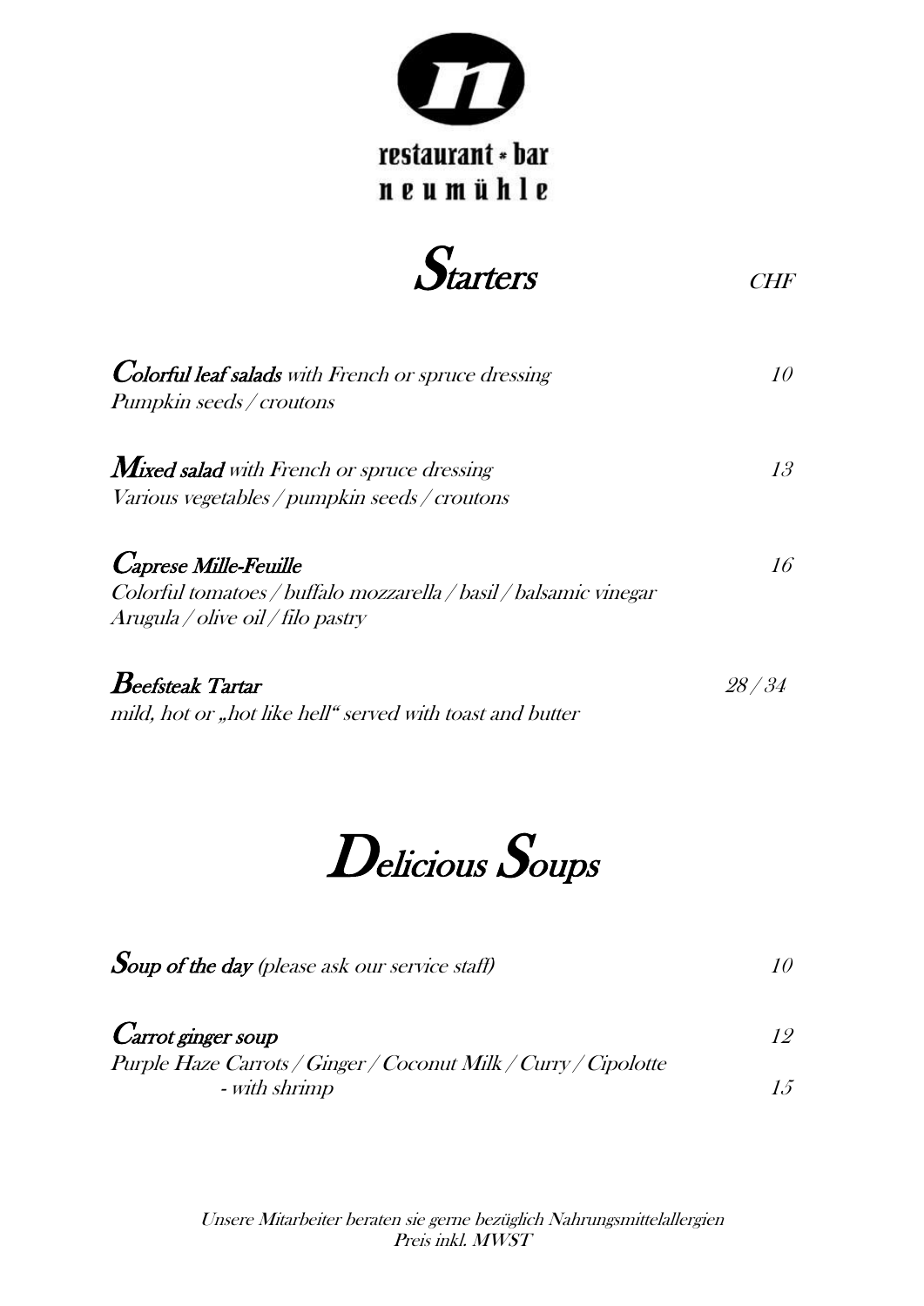restaurant • bar
neumühle

# Starters

CHF

**Colorful leaf salads** *with French or spruce dressing* — *10*
*Pumpkin seeds / croutons*

**Mixed salad** *with French or spruce dressing* — *13*
*Various vegetables / pumpkin seeds / croutons*

**Caprese Mille-Feuille** — *16*
*Colorful tomatoes / buffalo mozzarella / basil / balsamic vinegar*
*Arugula / olive oil / filo pastry*

**Beefsteak Tartar** — *28 / 34*
*mild, hot or „hot like hell" served with toast and butter*

# Delicious Soups

**Soup of the day** *(please ask our service staff)* — *10*

**Carrot ginger soup** — *12*
*Purple Haze Carrots / Ginger / Coconut Milk / Curry / Cipolotte*
*- with shrimp* — *15*

*Unsere Mitarbeiter beraten sie gerne bezüglich Nahrungsmittelallergien*
*Preis inkl. MWST*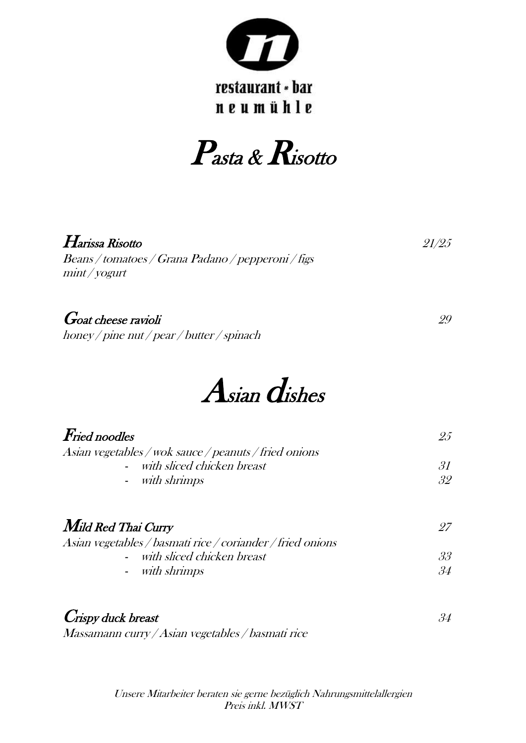restaurant • bar
neumühle

# Pasta & Risotto

**Harissa Risotto** — 21/25
*Beans / tomatoes / Grana Padano / pepperoni / figs mint / yogurt*

**Goat cheese ravioli** — 29
*honey / pine nut / pear / butter / spinach*

# Asian dishes

**Fried noodles** — 25
*Asian vegetables / wok sauce / peanuts / fried onions*
- *with sliced chicken breast* — 31
- *with shrimps* — 32

**Mild Red Thai Curry** — 27
*Asian vegetables / basmati rice / coriander / fried onions*
- *with sliced chicken breast* — 33
- *with shrimps* — 34

**Crispy duck breast** — 34
*Massamann curry / Asian vegetables / basmati rice*

*Unsere Mitarbeiter beraten sie gerne bezüglich Nahrungsmittelallergien*
*Preis inkl. MWST*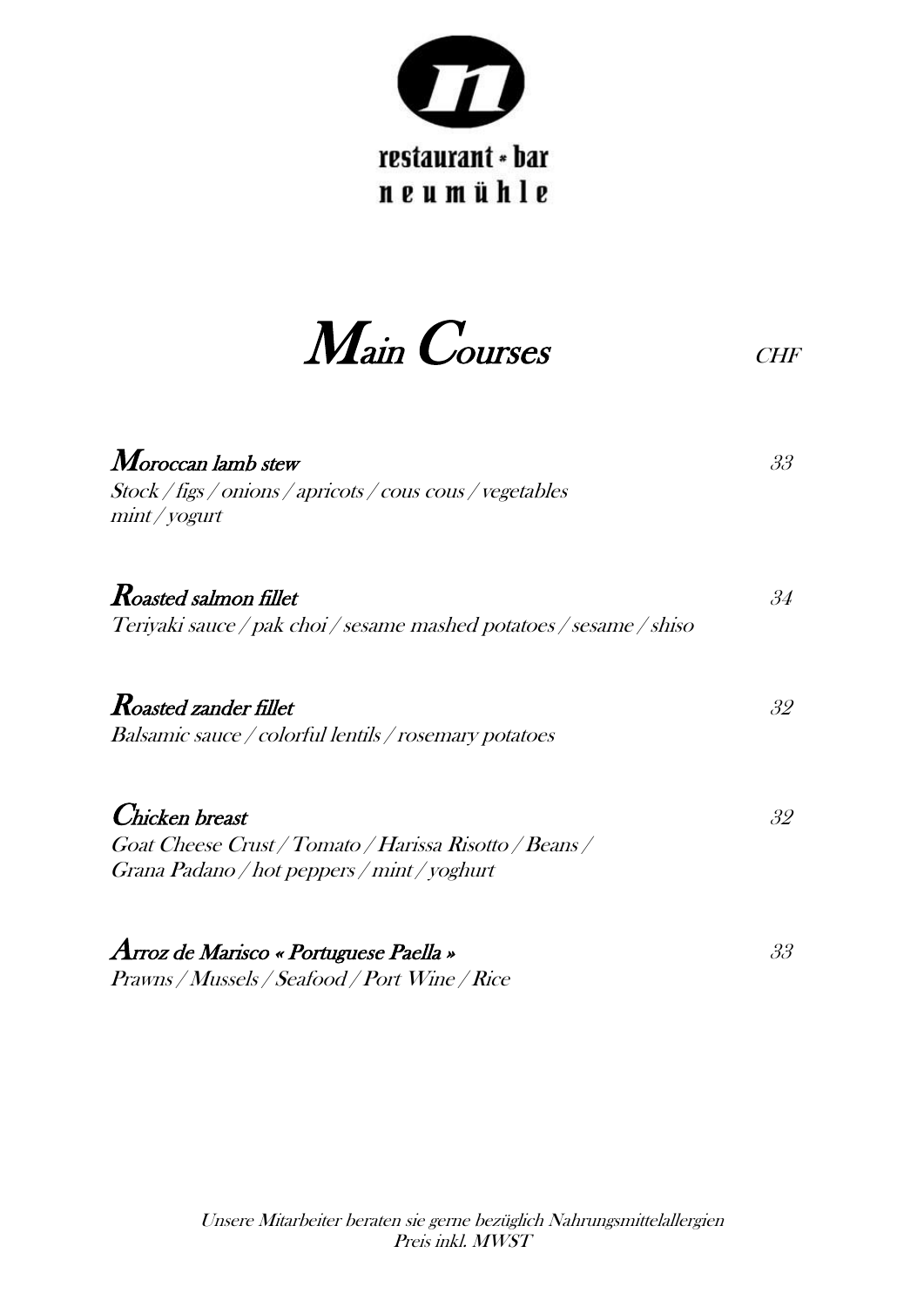restaurant • bar
neumühle

# Main Courses

CHF

**Moroccan lamb stew** — 33
*Stock / figs / onions / apricots / cous cous / vegetables*
*mint / yogurt*

**Roasted salmon fillet** — 34
*Teriyaki sauce / pak choi / sesame mashed potatoes / sesame / shiso*

**Roasted zander fillet** — 32
*Balsamic sauce / colorful lentils / rosemary potatoes*

**Chicken breast** — 32
*Goat Cheese Crust / Tomato / Harissa Risotto / Beans /*
*Grana Padano / hot peppers / mint / yoghurt*

**Arroz de Marisco « Portuguese Paella »** — 33
*Prawns / Mussels / Seafood / Port Wine / Rice*

*Unsere Mitarbeiter beraten sie gerne bezüglich Nahrungsmittelallergien*
*Preis inkl. MWST*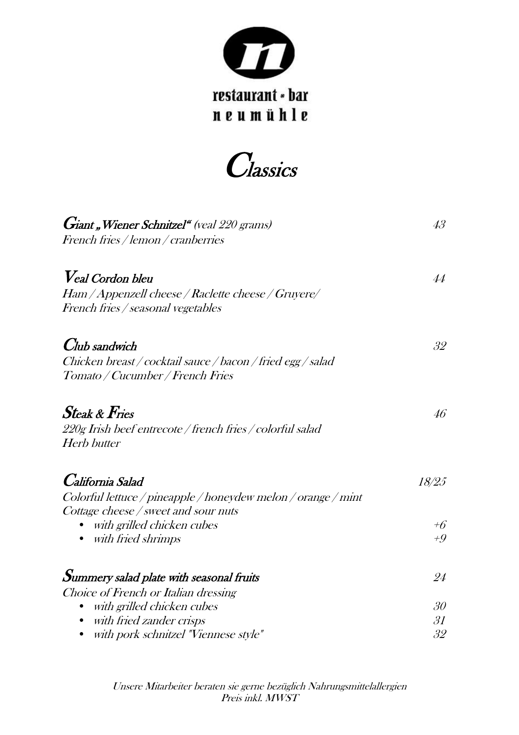restaurant • bar
neumühle

# Classics

**Giant „Wiener Schnitzel“** *(veal 220 grams)* — *43*
*French fries / lemon / cranberries*

**Veal Cordon bleu** — *44*
*Ham / Appenzell cheese / Raclette cheese / Gruyere/*
*French fries / seasonal vegetables*

**Club sandwich** — *32*
*Chicken breast / cocktail sauce / bacon / fried egg / salad*
*Tomato / Cucumber / French Fries*

**Steak & Fries** — *46*
*220g Irish beef entrecote / french fries / colorful salad*
*Herb butter*

**California Salad** — *18/25*
*Colorful lettuce / pineapple / honeydew melon / orange / mint*
*Cottage cheese / sweet and sour nuts*
- *with grilled chicken cubes* — *+6*
- *with fried shrimps* — *+9*

**Summery salad plate with seasonal fruits** — *24*
*Choice of French or Italian dressing*
- *with grilled chicken cubes* — *30*
- *with fried zander crisps* — *31*
- *with pork schnitzel "Viennese style"* — *32*

*Unsere Mitarbeiter beraten sie gerne bezüglich Nahrungsmittelallergien*
*Preis inkl. MWST*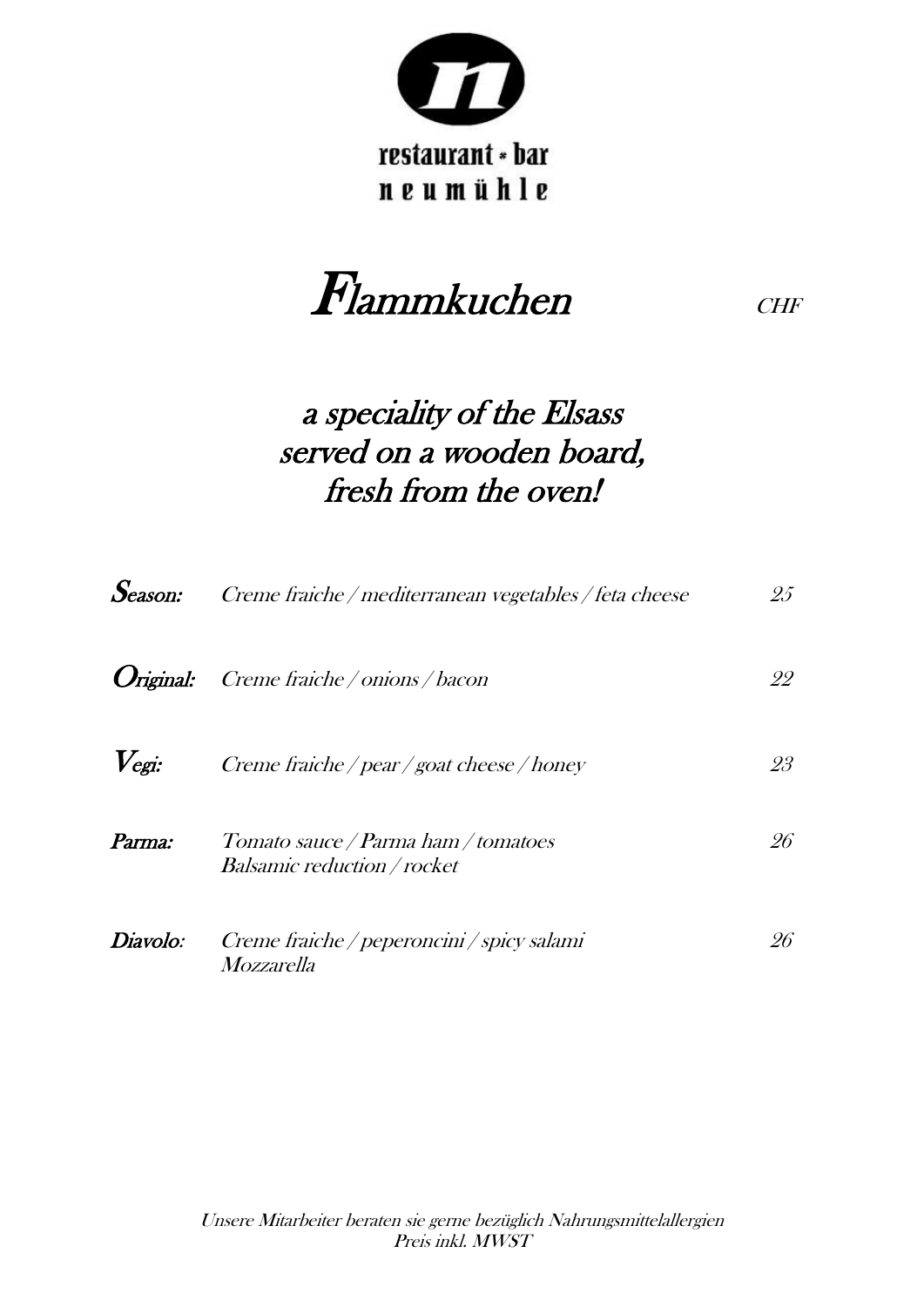restaurant * bar
neumühle

# Flammkuchen

*CHF*

## *a speciality of the Elsass served on a wooden board, fresh from the oven!*

| | | |
|---|---|---|
| **Season:** | *Creme fraiche / mediterranean vegetables / feta cheese* | *25* |
| **Original:** | *Creme fraiche / onions / bacon* | *22* |
| **Vegi:** | *Creme fraiche / pear / goat cheese / honey* | *23* |
| **Parma:** | *Tomato sauce / Parma ham / tomatoes Balsamic reduction / rocket* | *26* |
| **Diavolo:** | *Creme fraiche / peperoncini / spicy salami Mozzarella* | *26* |

*Unsere Mitarbeiter beraten sie gerne bezüglich Nahrungsmittelallergien*
*Preis inkl. MWST*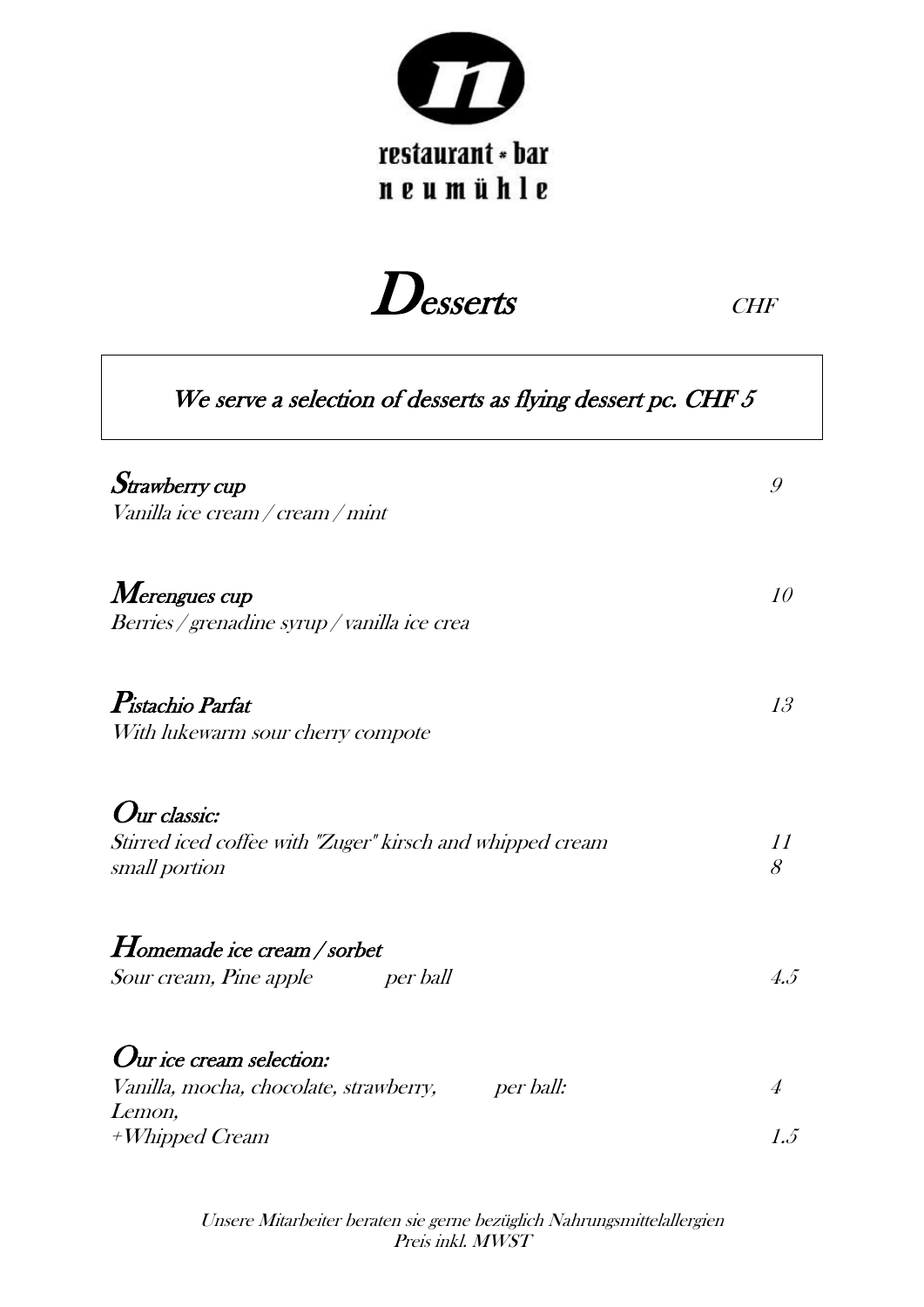restaurant • bar
neumühle

# Desserts

CHF

*We serve a selection of desserts as flying dessert pc. CHF 5*

| | |
|---|---|
| ***Strawberry cup*** | *9* |
| *Vanilla ice cream / cream / mint* | |
| ***Merengues cup*** | *10* |
| *Berries / grenadine syrup / vanilla ice crea* | |
| ***Pistachio Parfat*** | *13* |
| *With lukewarm sour cherry compote* | |
| ***Our classic:*** | |
| *Stirred iced coffee with "Zuger" kirsch and whipped cream* | *11* |
| *small portion* | *8* |
| ***Homemade ice cream / sorbet*** | |
| *Sour cream, Pine apple per ball* | *4.5* |
| ***Our ice cream selection:*** | |
| *Vanilla, mocha, chocolate, strawberry, Lemon, per ball:* | *4* |
| *+Whipped Cream* | *1.5* |

*Unsere Mitarbeiter beraten sie gerne bezüglich Nahrungsmittelallergien*
*Preis inkl. MWST*